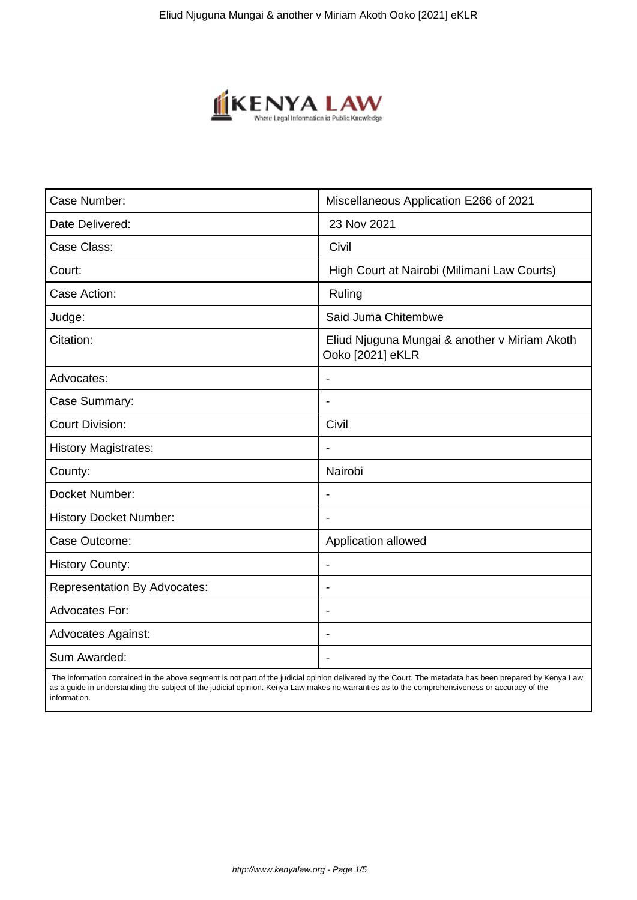| Case Number: | Miscellaneous Application E266 of 2021 |
| --- | --- |
| Date Delivered: | 23 Nov 2021 |
| Case Class: | Civil |
| Court: | High Court at Nairobi (Milimani Law Courts) |
| Case Action: | Ruling |
| Judge: | Said Juma Chitembwe |
| Citation: | Eliud Njuguna Mungai & another v Miriam Akoth Ooko [2021] eKLR |
| Advocates: | - |
| Case Summary: | - |
| Court Division: | Civil |
| History Magistrates: | - |
| County: | Nairobi |
| Docket Number: | - |
| History Docket Number: | - |
| Case Outcome: | Application allowed |
| History County: | - |
| Representation By Advocates: | - |
| Advocates For: | - |
| Advocates Against: | - |
| Sum Awarded: | - |

The information contained in the above segment is not part of the judicial opinion delivered by the Court. The metadata has been prepared by Kenya Law as a guide in understanding the subject of the judicial opinion. Kenya Law makes no warranties as to the comprehensiveness or accuracy of the information.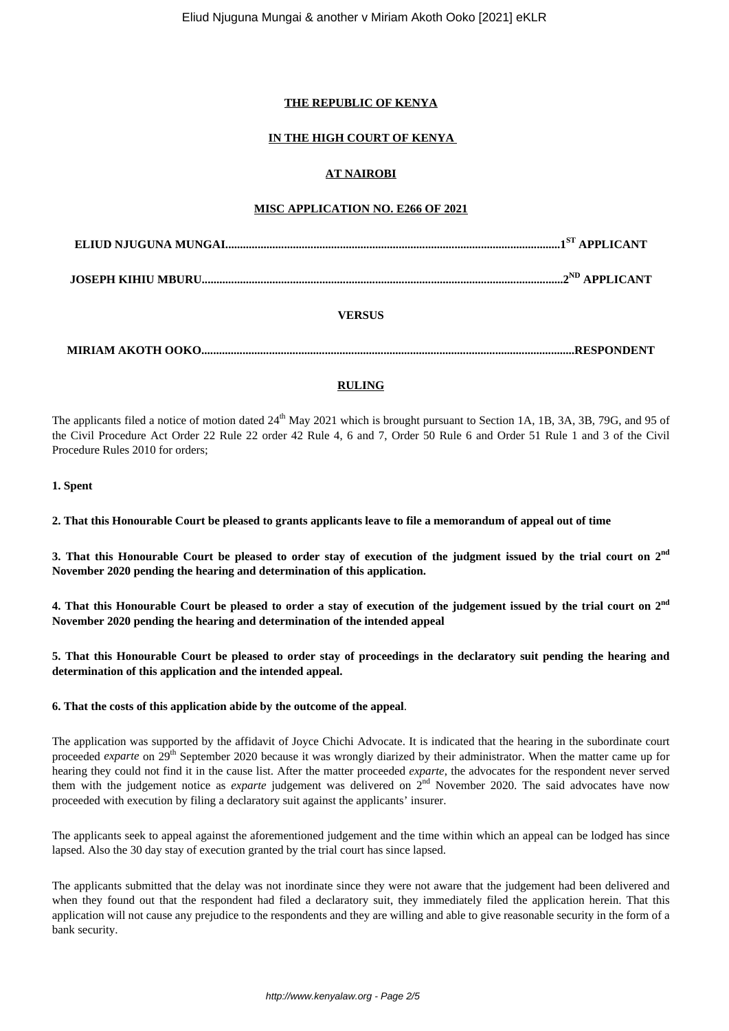**THE REPUBLIC OF KENYA**

**IN THE HIGH COURT OF KENYA**

**AT NAIROBI**

**MISC APPLICATION NO. E266 OF 2021**

**ELIUD NJUGUNA MUNGAI.................................................................................................................1ST APPLICANT**

**JOSEPH KIHIU MBURU..........................................................................................................................2ND APPLICANT**

**VERSUS**

**MIRIAM AKOTH OOKO.............................................................................................................................RESPONDENT**

**RULING**

The applicants filed a notice of motion dated 24th May 2021 which is brought pursuant to Section 1A, 1B, 3A, 3B, 79G, and 95 of the Civil Procedure Act Order 22 Rule 22 order 42 Rule 4, 6 and 7, Order 50 Rule 6 and Order 51 Rule 1 and 3 of the Civil Procedure Rules 2010 for orders;

**1. Spent**

**2. That this Honourable Court be pleased to grants applicants leave to file a memorandum of appeal out of time**

**3. That this Honourable Court be pleased to order stay of execution of the judgment issued by the trial court on 2nd November 2020 pending the hearing and determination of this application.**

**4. That this Honourable Court be pleased to order a stay of execution of the judgement issued by the trial court on 2nd November 2020 pending the hearing and determination of the intended appeal**

**5. That this Honourable Court be pleased to order stay of proceedings in the declaratory suit pending the hearing and determination of this application and the intended appeal.**

**6. That the costs of this application abide by the outcome of the appeal**.

The application was supported by the affidavit of Joyce Chichi Advocate. It is indicated that the hearing in the subordinate court proceeded *exparte* on 29th September 2020 because it was wrongly diarized by their administrator. When the matter came up for hearing they could not find it in the cause list. After the matter proceeded *exparte*, the advocates for the respondent never served them with the judgement notice as *exparte* judgement was delivered on 2nd November 2020. The said advocates have now proceeded with execution by filing a declaratory suit against the applicants' insurer.

The applicants seek to appeal against the aforementioned judgement and the time within which an appeal can be lodged has since lapsed. Also the 30 day stay of execution granted by the trial court has since lapsed.

The applicants submitted that the delay was not inordinate since they were not aware that the judgement had been delivered and when they found out that the respondent had filed a declaratory suit, they immediately filed the application herein. That this application will not cause any prejudice to the respondents and they are willing and able to give reasonable security in the form of a bank security.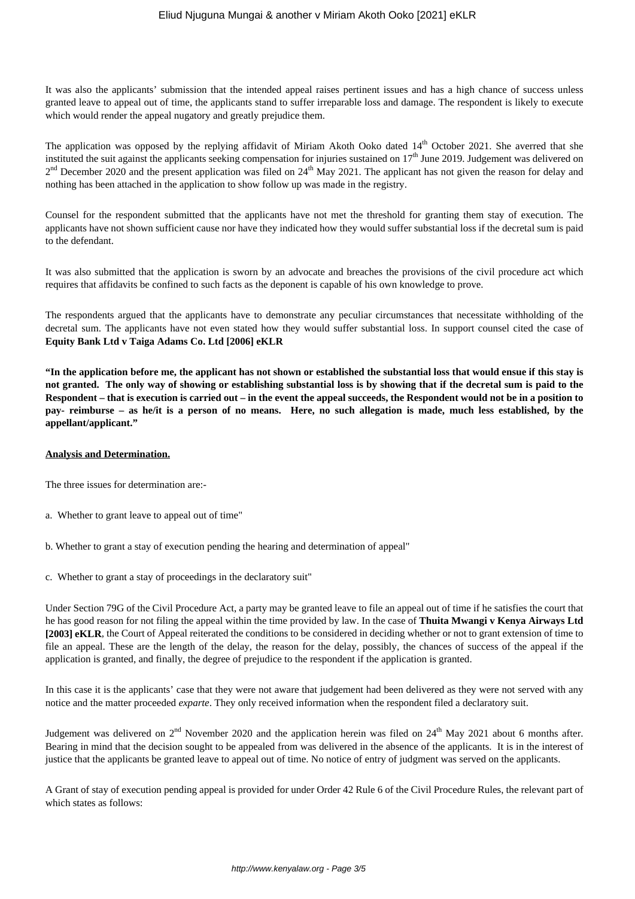It was also the applicants' submission that the intended appeal raises pertinent issues and has a high chance of success unless granted leave to appeal out of time, the applicants stand to suffer irreparable loss and damage. The respondent is likely to execute which would render the appeal nugatory and greatly prejudice them.

The application was opposed by the replying affidavit of Miriam Akoth Ooko dated 14th October 2021. She averred that she instituted the suit against the applicants seeking compensation for injuries sustained on 17th June 2019. Judgement was delivered on 2nd December 2020 and the present application was filed on 24th May 2021. The applicant has not given the reason for delay and nothing has been attached in the application to show follow up was made in the registry.

Counsel for the respondent submitted that the applicants have not met the threshold for granting them stay of execution. The applicants have not shown sufficient cause nor have they indicated how they would suffer substantial loss if the decretal sum is paid to the defendant.

It was also submitted that the application is sworn by an advocate and breaches the provisions of the civil procedure act which requires that affidavits be confined to such facts as the deponent is capable of his own knowledge to prove.

The respondents argued that the applicants have to demonstrate any peculiar circumstances that necessitate withholding of the decretal sum. The applicants have not even stated how they would suffer substantial loss. In support counsel cited the case of **Equity Bank Ltd v Taiga Adams Co. Ltd [2006] eKLR**

**"In the application before me, the applicant has not shown or established the substantial loss that would ensue if this stay is not granted. The only way of showing or establishing substantial loss is by showing that if the decretal sum is paid to the Respondent – that is execution is carried out – in the event the appeal succeeds, the Respondent would not be in a position to pay- reimburse – as he/it is a person of no means. Here, no such allegation is made, much less established, by the appellant/applicant."**

**Analysis and Determination.**

The three issues for determination are:-

a. Whether to grant leave to appeal out of time"

b. Whether to grant a stay of execution pending the hearing and determination of appeal"

c. Whether to grant a stay of proceedings in the declaratory suit"

Under Section 79G of the Civil Procedure Act, a party may be granted leave to file an appeal out of time if he satisfies the court that he has good reason for not filing the appeal within the time provided by law. In the case of **Thuita Mwangi v Kenya Airways Ltd [2003] eKLR**, the Court of Appeal reiterated the conditions to be considered in deciding whether or not to grant extension of time to file an appeal. These are the length of the delay, the reason for the delay, possibly, the chances of success of the appeal if the application is granted, and finally, the degree of prejudice to the respondent if the application is granted.

In this case it is the applicants' case that they were not aware that judgement had been delivered as they were not served with any notice and the matter proceeded *exparte*. They only received information when the respondent filed a declaratory suit.

Judgement was delivered on 2nd November 2020 and the application herein was filed on 24th May 2021 about 6 months after. Bearing in mind that the decision sought to be appealed from was delivered in the absence of the applicants. It is in the interest of justice that the applicants be granted leave to appeal out of time. No notice of entry of judgment was served on the applicants.

A Grant of stay of execution pending appeal is provided for under Order 42 Rule 6 of the Civil Procedure Rules, the relevant part of which states as follows: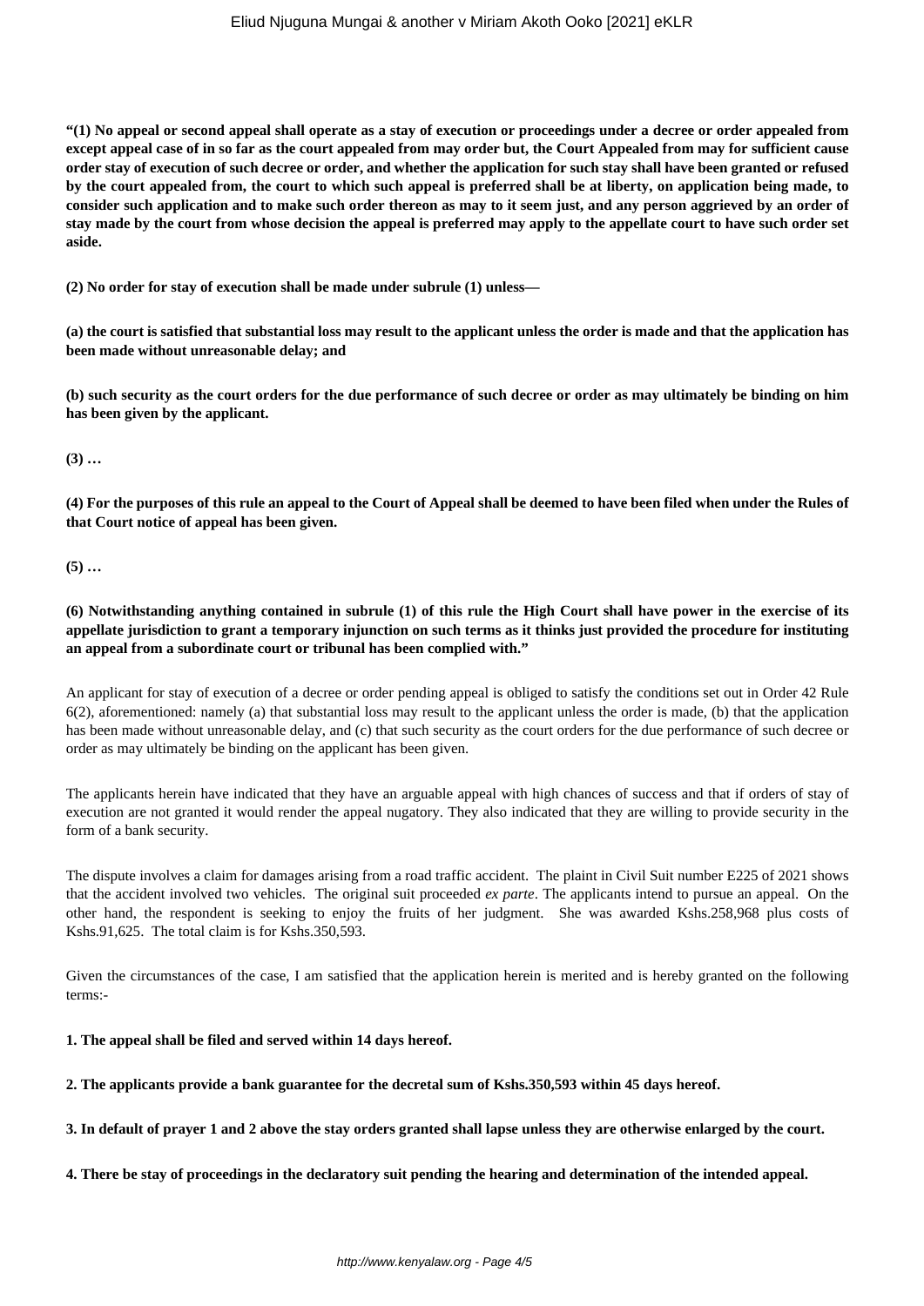**"(1) No appeal or second appeal shall operate as a stay of execution or proceedings under a decree or order appealed from except appeal case of in so far as the court appealed from may order but, the Court Appealed from may for sufficient cause order stay of execution of such decree or order, and whether the application for such stay shall have been granted or refused by the court appealed from, the court to which such appeal is preferred shall be at liberty, on application being made, to consider such application and to make such order thereon as may to it seem just, and any person aggrieved by an order of stay made by the court from whose decision the appeal is preferred may apply to the appellate court to have such order set aside.**

**(2) No order for stay of execution shall be made under subrule (1) unless—**

**(a) the court is satisfied that substantial loss may result to the applicant unless the order is made and that the application has been made without unreasonable delay; and**

**(b) such security as the court orders for the due performance of such decree or order as may ultimately be binding on him has been given by the applicant.**

**(3) …**

**(4) For the purposes of this rule an appeal to the Court of Appeal shall be deemed to have been filed when under the Rules of that Court notice of appeal has been given.**

**(5) …**

**(6) Notwithstanding anything contained in subrule (1) of this rule the High Court shall have power in the exercise of its appellate jurisdiction to grant a temporary injunction on such terms as it thinks just provided the procedure for instituting an appeal from a subordinate court or tribunal has been complied with."**

An applicant for stay of execution of a decree or order pending appeal is obliged to satisfy the conditions set out in Order 42 Rule 6(2), aforementioned: namely (a) that substantial loss may result to the applicant unless the order is made, (b) that the application has been made without unreasonable delay, and (c) that such security as the court orders for the due performance of such decree or order as may ultimately be binding on the applicant has been given.

The applicants herein have indicated that they have an arguable appeal with high chances of success and that if orders of stay of execution are not granted it would render the appeal nugatory. They also indicated that they are willing to provide security in the form of a bank security.

The dispute involves a claim for damages arising from a road traffic accident. The plaint in Civil Suit number E225 of 2021 shows that the accident involved two vehicles. The original suit proceeded *ex parte*. The applicants intend to pursue an appeal. On the other hand, the respondent is seeking to enjoy the fruits of her judgment. She was awarded Kshs.258,968 plus costs of Kshs.91,625. The total claim is for Kshs.350,593.

Given the circumstances of the case, I am satisfied that the application herein is merited and is hereby granted on the following terms:-

**1. The appeal shall be filed and served within 14 days hereof.**

**2. The applicants provide a bank guarantee for the decretal sum of Kshs.350,593 within 45 days hereof.**

**3. In default of prayer 1 and 2 above the stay orders granted shall lapse unless they are otherwise enlarged by the court.**

**4. There be stay of proceedings in the declaratory suit pending the hearing and determination of the intended appeal.**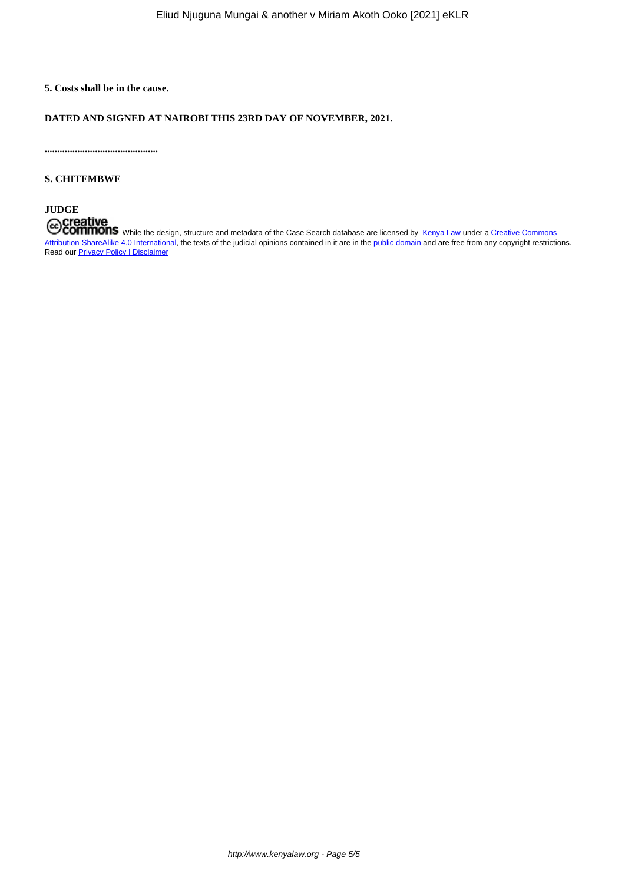**5. Costs shall be in the cause.**

**DATED AND SIGNED AT NAIROBI THIS 23RD DAY OF NOVEMBER, 2021.**

**.............................................**

**S. CHITEMBWE**

**JUDGE**

While the design, structure and metadata of the Case Search database are licensed by Kenya Law under a Creative Commons Attribution-ShareAlike 4.0 International, the texts of the judicial opinions contained in it are in the public domain and are free from any copyright restrictions. Read our Privacy Policy | Disclaimer